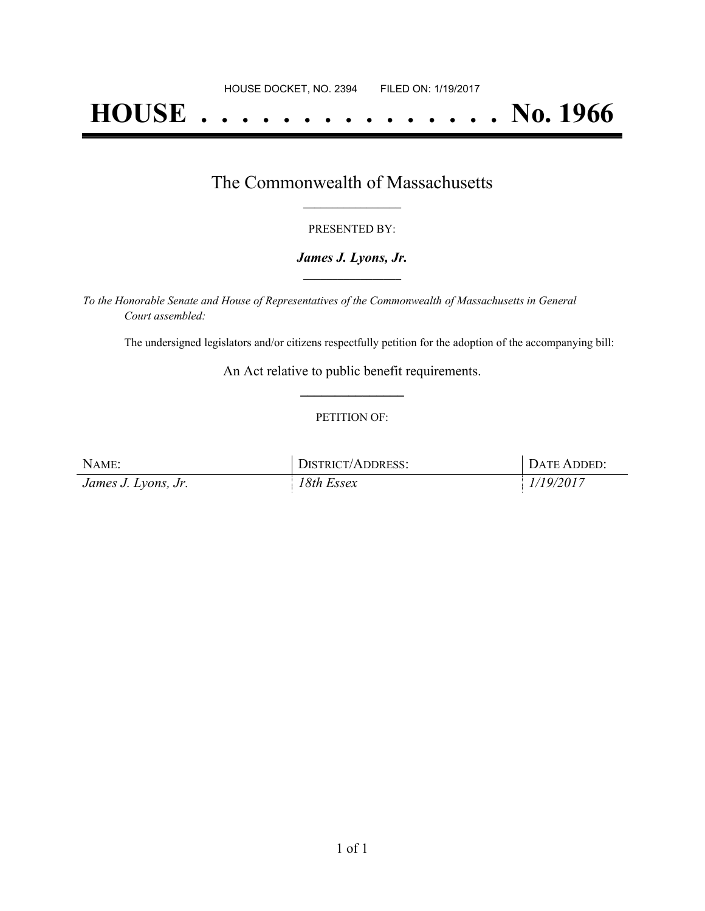HOUSE DOCKET, NO. 2394        FILED ON: 1/19/2017

# HOUSE . . . . . . . . . . . . . . . No. 1966

## The Commonwealth of Massachusetts

PRESENTED BY:

***James J. Lyons, Jr.***

*To the Honorable Senate and House of Representatives of the Commonwealth of Massachusetts in General Court assembled:*

The undersigned legislators and/or citizens respectfully petition for the adoption of the accompanying bill:

An Act relative to public benefit requirements.

PETITION OF:

| NAME: | DISTRICT/ADDRESS: | DATE ADDED: |
| --- | --- | --- |
| *James J. Lyons, Jr.* | *18th Essex* | *1/19/2017* |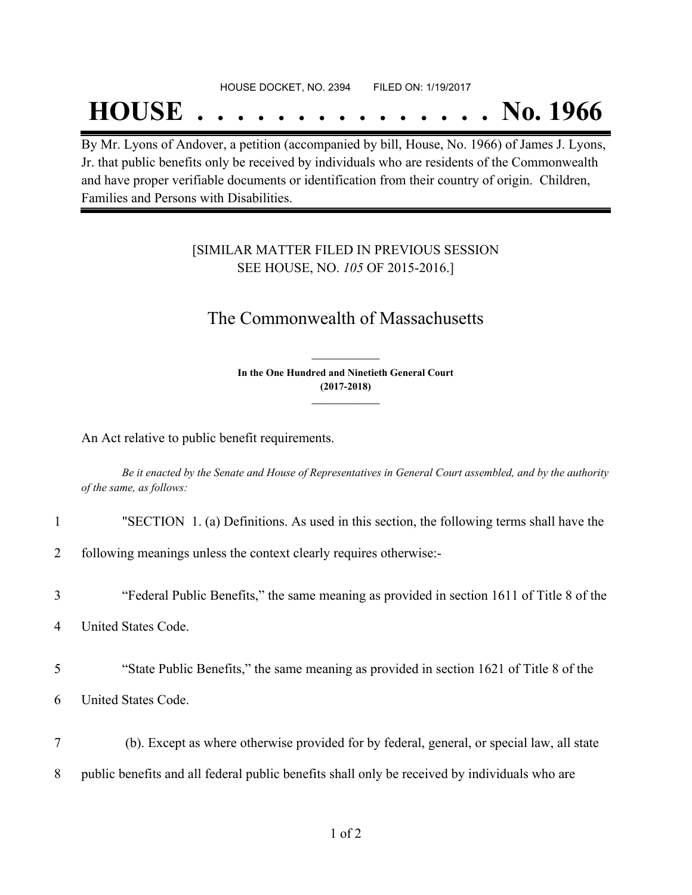HOUSE DOCKET, NO. 2394 FILED ON: 1/19/2017

# HOUSE . . . . . . . . . . . . . . . No. 1966

By Mr. Lyons of Andover, a petition (accompanied by bill, House, No. 1966) of James J. Lyons, Jr. that public benefits only be received by individuals who are residents of the Commonwealth and have proper verifiable documents or identification from their country of origin. Children, Families and Persons with Disabilities.

[SIMILAR MATTER FILED IN PREVIOUS SESSION SEE HOUSE, NO. *105* OF 2015-2016.]

## The Commonwealth of Massachusetts

**In the One Hundred and Ninetieth General Court (2017-2018)**

An Act relative to public benefit requirements.

*Be it enacted by the Senate and House of Representatives in General Court assembled, and by the authority of the same, as follows:*

1 "SECTION 1. (a) Definitions. As used in this section, the following terms shall have the

2 following meanings unless the context clearly requires otherwise:-

3 "Federal Public Benefits," the same meaning as provided in section 1611 of Title 8 of the

4 United States Code.

5 "State Public Benefits," the same meaning as provided in section 1621 of Title 8 of the

6 United States Code.

7 (b). Except as where otherwise provided for by federal, general, or special law, all state

8 public benefits and all federal public benefits shall only be received by individuals who are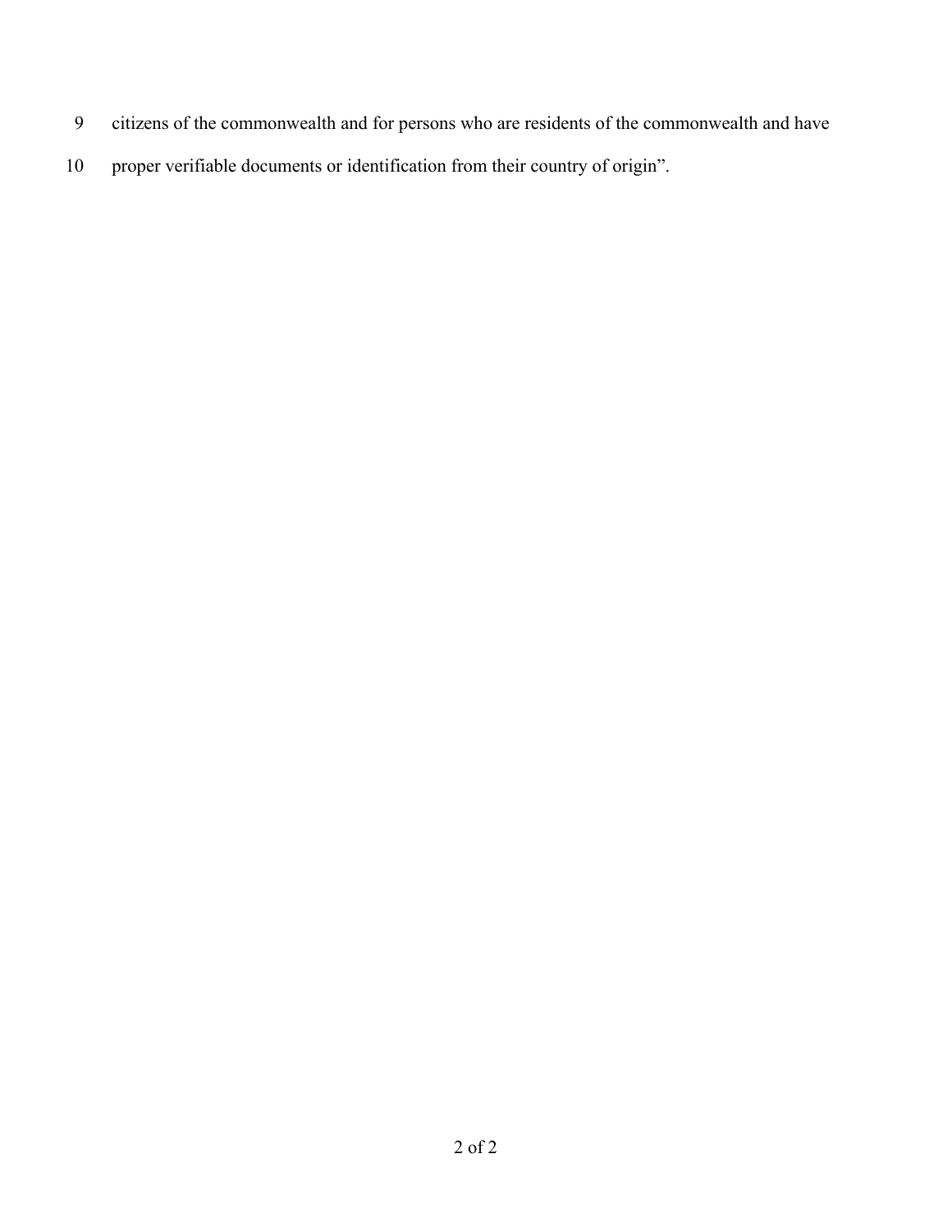citizens of the commonwealth and for persons who are residents of the commonwealth and have proper verifiable documents or identification from their country of origin".